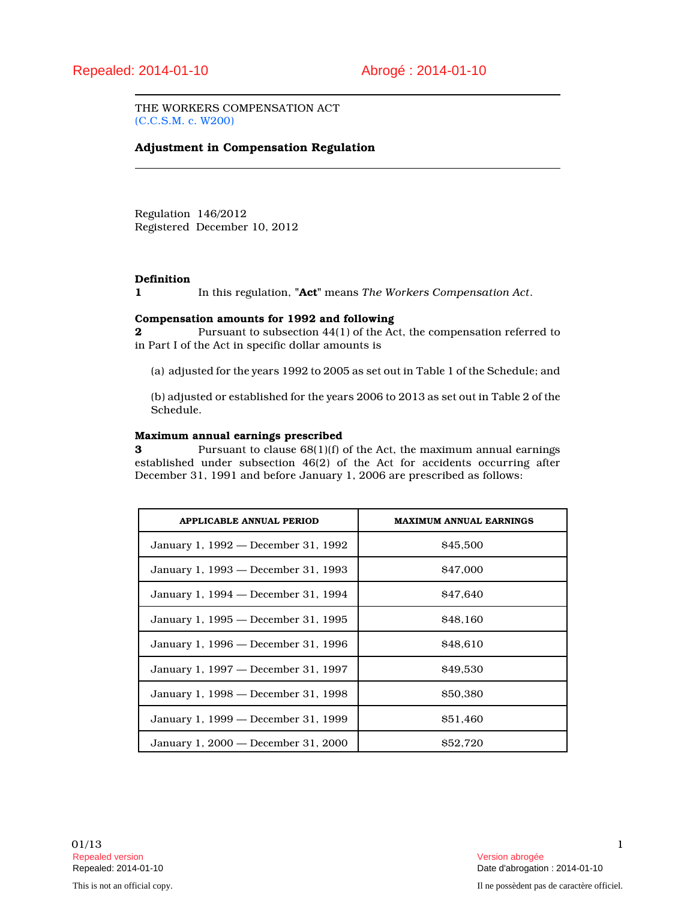Repealed: 2014-01-10 Abrogé : 2014-01-10

THE WORKERS COMPENSATION ACT
(C.C.S.M. c. W200)

**Adjustment in Compensation Regulation**

Regulation 146/2012
Registered December 10, 2012

**Definition**

**1** In this regulation, "**Act**" means *The Workers Compensation Act*.

**Compensation amounts for 1992 and following**

**2** Pursuant to subsection 44(1) of the Act, the compensation referred to in Part I of the Act in specific dollar amounts is

(a) adjusted for the years 1992 to 2005 as set out in Table 1 of the Schedule; and

(b) adjusted or established for the years 2006 to 2013 as set out in Table 2 of the Schedule.

**Maximum annual earnings prescribed**

**3** Pursuant to clause 68(1)(f) of the Act, the maximum annual earnings established under subsection 46(2) of the Act for accidents occurring after December 31, 1991 and before January 1, 2006 are prescribed as follows:

| APPLICABLE ANNUAL PERIOD | MAXIMUM ANNUAL EARNINGS |
|---|---|
| January 1, 1992 — December 31, 1992 | $45,500 |
| January 1, 1993 — December 31, 1993 | $47,000 |
| January 1, 1994 — December 31, 1994 | $47,640 |
| January 1, 1995 — December 31, 1995 | $48,160 |
| January 1, 1996 — December 31, 1996 | $48,610 |
| January 1, 1997 — December 31, 1997 | $49,530 |
| January 1, 1998 — December 31, 1998 | $50,380 |
| January 1, 1999 — December 31, 1999 | $51,460 |
| January 1, 2000 — December 31, 2000 | $52,720 |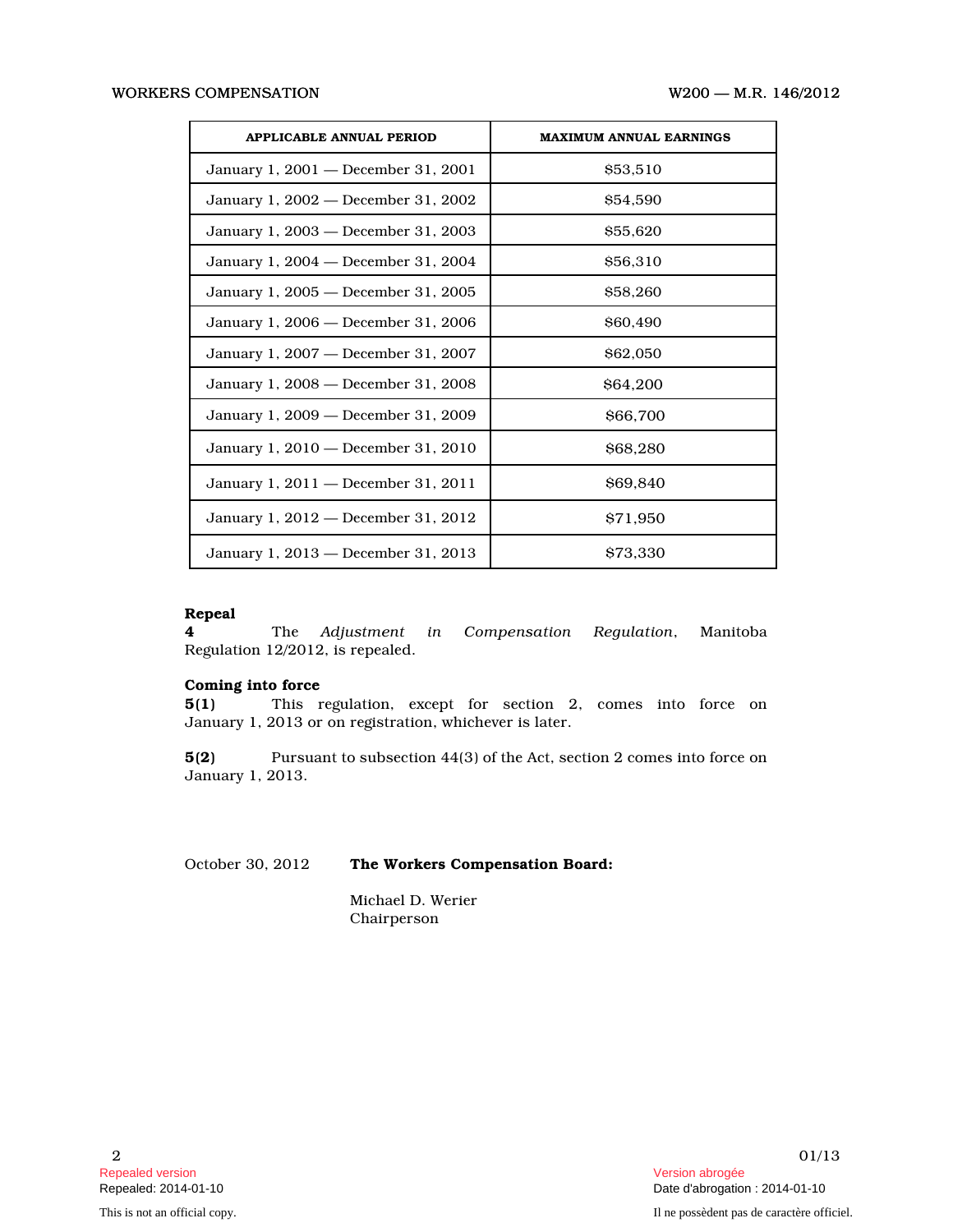| APPLICABLE ANNUAL PERIOD | MAXIMUM ANNUAL EARNINGS |
|---|---|
| January 1, 2001 — December 31, 2001 | $53,510 |
| January 1, 2002 — December 31, 2002 | $54,590 |
| January 1, 2003 — December 31, 2003 | $55,620 |
| January 1, 2004 — December 31, 2004 | $56,310 |
| January 1, 2005 — December 31, 2005 | $58,260 |
| January 1, 2006 — December 31, 2006 | $60,490 |
| January 1, 2007 — December 31, 2007 | $62,050 |
| January 1, 2008 — December 31, 2008 | $64,200 |
| January 1, 2009 — December 31, 2009 | $66,700 |
| January 1, 2010 — December 31, 2010 | $68,280 |
| January 1, 2011 — December 31, 2011 | $69,840 |
| January 1, 2012 — December 31, 2012 | $71,950 |
| January 1, 2013 — December 31, 2013 | $73,330 |

**Repeal**

**4** The *Adjustment in Compensation Regulation*, Manitoba Regulation 12/2012, is repealed.

**Coming into force**

**5(1)** This regulation, except for section 2, comes into force on January 1, 2013 or on registration, whichever is later.

**5(2)** Pursuant to subsection 44(3) of the Act, section 2 comes into force on January 1, 2013.

October 30, 2012 **The Workers Compensation Board:**

Michael D. Werier
Chairperson

Repealed version
Repealed: 2014-01-10

Version abrogée
Date d'abrogation : 2014-01-10

This is not an official copy.

Il ne possèdent pas de caractère officiel.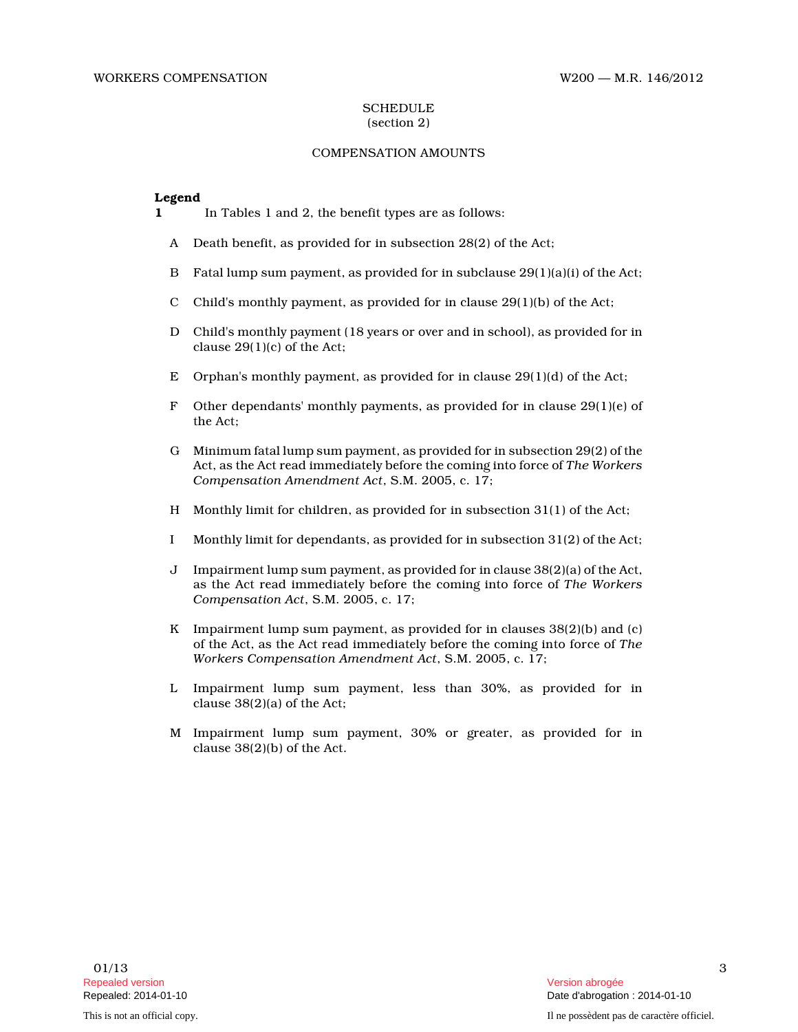SCHEDULE
(section 2)

COMPENSATION AMOUNTS

**Legend**

**1** In Tables 1 and 2, the benefit types are as follows:

A Death benefit, as provided for in subsection 28(2) of the Act;

B Fatal lump sum payment, as provided for in subclause 29(1)(a)(i) of the Act;

C Child's monthly payment, as provided for in clause 29(1)(b) of the Act;

D Child's monthly payment (18 years or over and in school), as provided for in clause 29(1)(c) of the Act;

E Orphan's monthly payment, as provided for in clause 29(1)(d) of the Act;

F Other dependants' monthly payments, as provided for in clause 29(1)(e) of the Act;

G Minimum fatal lump sum payment, as provided for in subsection 29(2) of the Act, as the Act read immediately before the coming into force of *The Workers Compensation Amendment Act*, S.M. 2005, c. 17;

H Monthly limit for children, as provided for in subsection 31(1) of the Act;

I Monthly limit for dependants, as provided for in subsection 31(2) of the Act;

J Impairment lump sum payment, as provided for in clause 38(2)(a) of the Act, as the Act read immediately before the coming into force of *The Workers Compensation Act*, S.M. 2005, c. 17;

K Impairment lump sum payment, as provided for in clauses 38(2)(b) and (c) of the Act, as the Act read immediately before the coming into force of *The Workers Compensation Amendment Act*, S.M. 2005, c. 17;

L Impairment lump sum payment, less than 30%, as provided for in clause 38(2)(a) of the Act;

M Impairment lump sum payment, 30% or greater, as provided for in clause 38(2)(b) of the Act.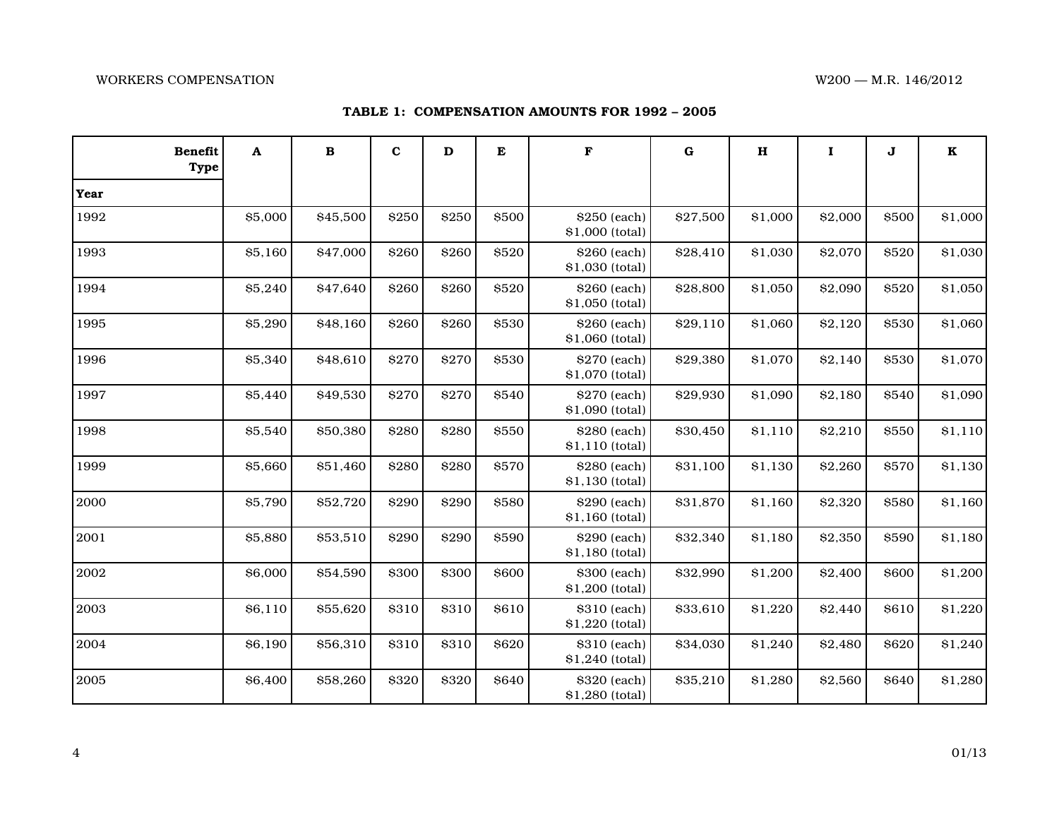**TABLE 1: COMPENSATION AMOUNTS FOR 1992 – 2005**

| Benefit Type / Year | A | B | C | D | E | F | G | H | I | J | K |
|---|---|---|---|---|---|---|---|---|---|---|---|
| 1992 | $5,000 | $45,500 | $250 | $250 | $500 | $250 (each) $1,000 (total) | $27,500 | $1,000 | $2,000 | $500 | $1,000 |
| 1993 | $5,160 | $47,000 | $260 | $260 | $520 | $260 (each) $1,030 (total) | $28,410 | $1,030 | $2,070 | $520 | $1,030 |
| 1994 | $5,240 | $47,640 | $260 | $260 | $520 | $260 (each) $1,050 (total) | $28,800 | $1,050 | $2,090 | $520 | $1,050 |
| 1995 | $5,290 | $48,160 | $260 | $260 | $530 | $260 (each) $1,060 (total) | $29,110 | $1,060 | $2,120 | $530 | $1,060 |
| 1996 | $5,340 | $48,610 | $270 | $270 | $530 | $270 (each) $1,070 (total) | $29,380 | $1,070 | $2,140 | $530 | $1,070 |
| 1997 | $5,440 | $49,530 | $270 | $270 | $540 | $270 (each) $1,090 (total) | $29,930 | $1,090 | $2,180 | $540 | $1,090 |
| 1998 | $5,540 | $50,380 | $280 | $280 | $550 | $280 (each) $1,110 (total) | $30,450 | $1,110 | $2,210 | $550 | $1,110 |
| 1999 | $5,660 | $51,460 | $280 | $280 | $570 | $280 (each) $1,130 (total) | $31,100 | $1,130 | $2,260 | $570 | $1,130 |
| 2000 | $5,790 | $52,720 | $290 | $290 | $580 | $290 (each) $1,160 (total) | $31,870 | $1,160 | $2,320 | $580 | $1,160 |
| 2001 | $5,880 | $53,510 | $290 | $290 | $590 | $290 (each) $1,180 (total) | $32,340 | $1,180 | $2,350 | $590 | $1,180 |
| 2002 | $6,000 | $54,590 | $300 | $300 | $600 | $300 (each) $1,200 (total) | $32,990 | $1,200 | $2,400 | $600 | $1,200 |
| 2003 | $6,110 | $55,620 | $310 | $310 | $610 | $310 (each) $1,220 (total) | $33,610 | $1,220 | $2,440 | $610 | $1,220 |
| 2004 | $6,190 | $56,310 | $310 | $310 | $620 | $310 (each) $1,240 (total) | $34,030 | $1,240 | $2,480 | $620 | $1,240 |
| 2005 | $6,400 | $58,260 | $320 | $320 | $640 | $320 (each) $1,280 (total) | $35,210 | $1,280 | $2,560 | $640 | $1,280 |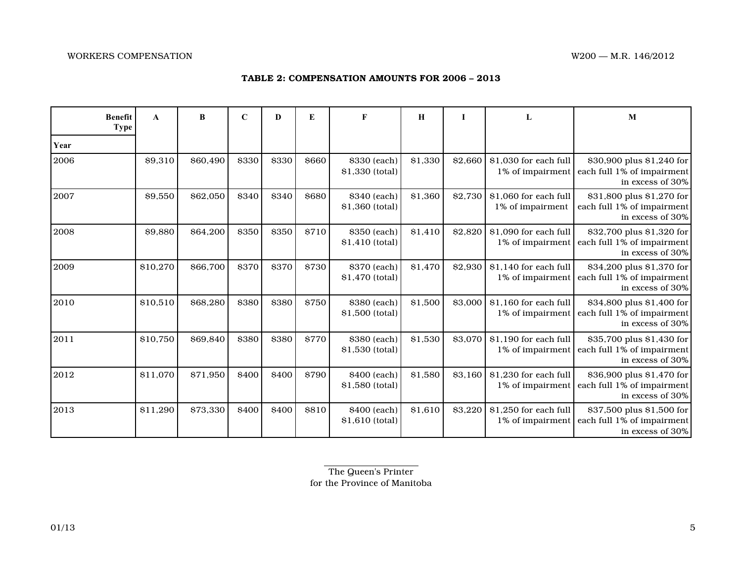**TABLE 2: COMPENSATION AMOUNTS FOR 2006 – 2013**

| Benefit Type / Year | A | B | C | D | E | F | H | I | L | M |
|---|---|---|---|---|---|---|---|---|---|---|
| 2006 | $9,310 | $60,490 | $330 | $330 | $660 | $330 (each) $1,330 (total) | $1,330 | $2,660 | $1,030 for each full 1% of impairment | $30,900 plus $1,240 for each full 1% of impairment in excess of 30% |
| 2007 | $9,550 | $62,050 | $340 | $340 | $680 | $340 (each) $1,360 (total) | $1,360 | $2,730 | $1,060 for each full 1% of impairment | $31,800 plus $1,270 for each full 1% of impairment in excess of 30% |
| 2008 | $9,880 | $64,200 | $350 | $350 | $710 | $350 (each) $1,410 (total) | $1,410 | $2,820 | $1,090 for each full 1% of impairment | $32,700 plus $1,320 for each full 1% of impairment in excess of 30% |
| 2009 | $10,270 | $66,700 | $370 | $370 | $730 | $370 (each) $1,470 (total) | $1,470 | $2,930 | $1,140 for each full 1% of impairment | $34,200 plus $1,370 for each full 1% of impairment in excess of 30% |
| 2010 | $10,510 | $68,280 | $380 | $380 | $750 | $380 (each) $1,500 (total) | $1,500 | $3,000 | $1,160 for each full 1% of impairment | $34,800 plus $1,400 for each full 1% of impairment in excess of 30% |
| 2011 | $10,750 | $69,840 | $380 | $380 | $770 | $380 (each) $1,530 (total) | $1,530 | $3,070 | $1,190 for each full 1% of impairment | $35,700 plus $1,430 for each full 1% of impairment in excess of 30% |
| 2012 | $11,070 | $71,950 | $400 | $400 | $790 | $400 (each) $1,580 (total) | $1,580 | $3,160 | $1,230 for each full 1% of impairment | $36,900 plus $1,470 for each full 1% of impairment in excess of 30% |
| 2013 | $11,290 | $73,330 | $400 | $400 | $810 | $400 (each) $1,610 (total) | $1,610 | $3,220 | $1,250 for each full 1% of impairment | $37,500 plus $1,500 for each full 1% of impairment in excess of 30% |

The Queen's Printer
for the Province of Manitoba